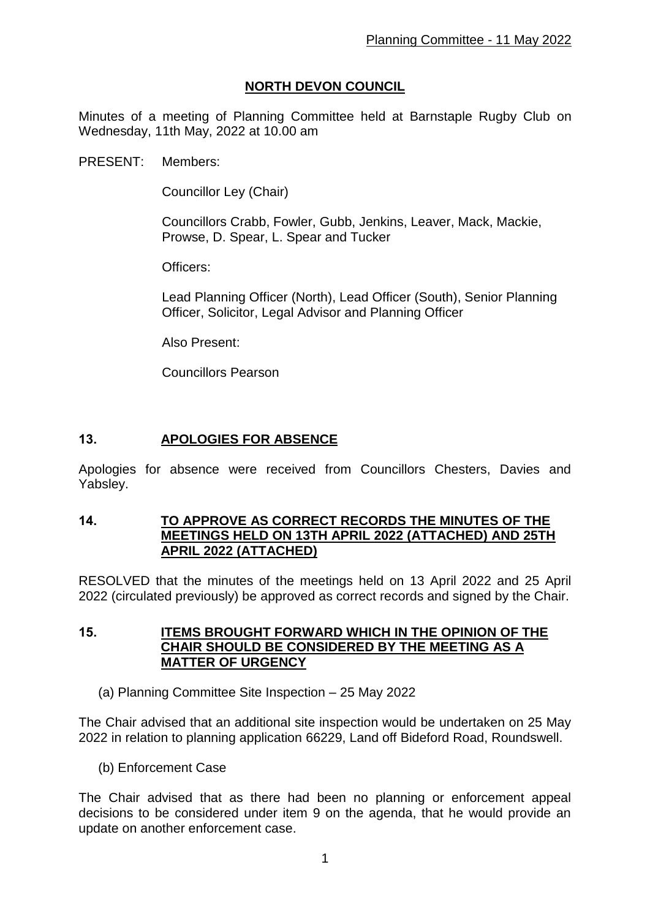# NORTH DEVON COUNCIL

Minutes of a meeting of Planning Committee held at Barnstaple Rugby Club on Wednesday, 11th May, 2022 at 10.00 am

PRESENT: Members:

Councillor Ley (Chair)

Councillors Crabb, Fowler, Gubb, Jenkins, Leaver, Mack, Mackie, Prowse, D. Spear, L. Spear and Tucker

Officers:

Lead Planning Officer (North), Lead Officer (South), Senior Planning Officer, Solicitor, Legal Advisor and Planning Officer

Also Present:

Councillors Pearson

## 13. APOLOGIES FOR ABSENCE

Apologies for absence were received from Councillors Chesters, Davies and Yabsley.

## 14. TO APPROVE AS CORRECT RECORDS THE MINUTES OF THE MEETINGS HELD ON 13TH APRIL 2022 (ATTACHED) AND 25TH APRIL 2022 (ATTACHED)

RESOLVED that the minutes of the meetings held on 13 April 2022 and 25 April 2022 (circulated previously) be approved as correct records and signed by the Chair.

## 15. ITEMS BROUGHT FORWARD WHICH IN THE OPINION OF THE CHAIR SHOULD BE CONSIDERED BY THE MEETING AS A MATTER OF URGENCY

(a) Planning Committee Site Inspection – 25 May 2022

The Chair advised that an additional site inspection would be undertaken on 25 May 2022 in relation to planning application 66229, Land off Bideford Road, Roundswell.

(b) Enforcement Case

The Chair advised that as there had been no planning or enforcement appeal decisions to be considered under item 9 on the agenda, that he would provide an update on another enforcement case.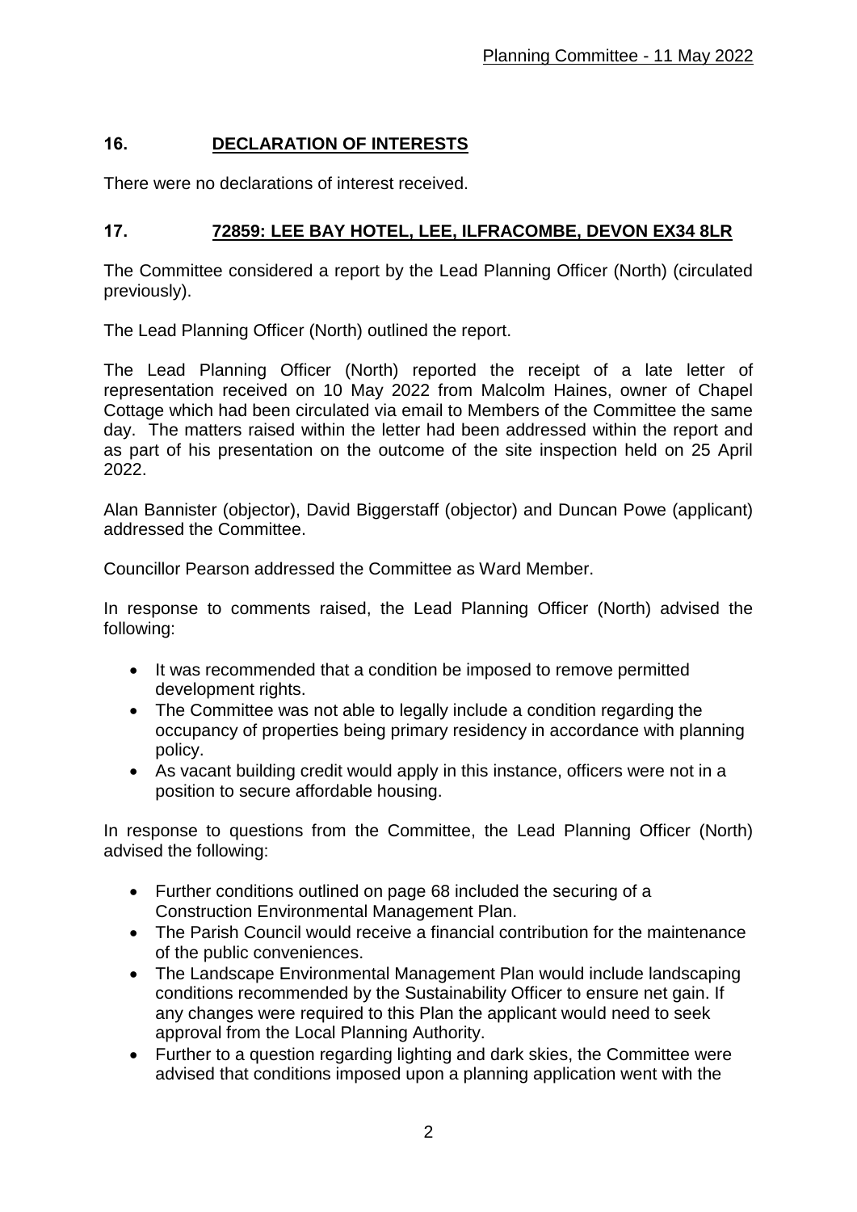## 16. DECLARATION OF INTERESTS

There were no declarations of interest received.

## 17. 72859: LEE BAY HOTEL, LEE, ILFRACOMBE, DEVON EX34 8LR

The Committee considered a report by the Lead Planning Officer (North) (circulated previously).

The Lead Planning Officer (North) outlined the report.

The Lead Planning Officer (North) reported the receipt of a late letter of representation received on 10 May 2022 from Malcolm Haines, owner of Chapel Cottage which had been circulated via email to Members of the Committee the same day. The matters raised within the letter had been addressed within the report and as part of his presentation on the outcome of the site inspection held on 25 April 2022.

Alan Bannister (objector), David Biggerstaff (objector) and Duncan Powe (applicant) addressed the Committee.

Councillor Pearson addressed the Committee as Ward Member.

In response to comments raised, the Lead Planning Officer (North) advised the following:

- It was recommended that a condition be imposed to remove permitted development rights.
- The Committee was not able to legally include a condition regarding the occupancy of properties being primary residency in accordance with planning policy.
- As vacant building credit would apply in this instance, officers were not in a position to secure affordable housing.

In response to questions from the Committee, the Lead Planning Officer (North) advised the following:

- Further conditions outlined on page 68 included the securing of a Construction Environmental Management Plan.
- The Parish Council would receive a financial contribution for the maintenance of the public conveniences.
- The Landscape Environmental Management Plan would include landscaping conditions recommended by the Sustainability Officer to ensure net gain. If any changes were required to this Plan the applicant would need to seek approval from the Local Planning Authority.
- Further to a question regarding lighting and dark skies, the Committee were advised that conditions imposed upon a planning application went with the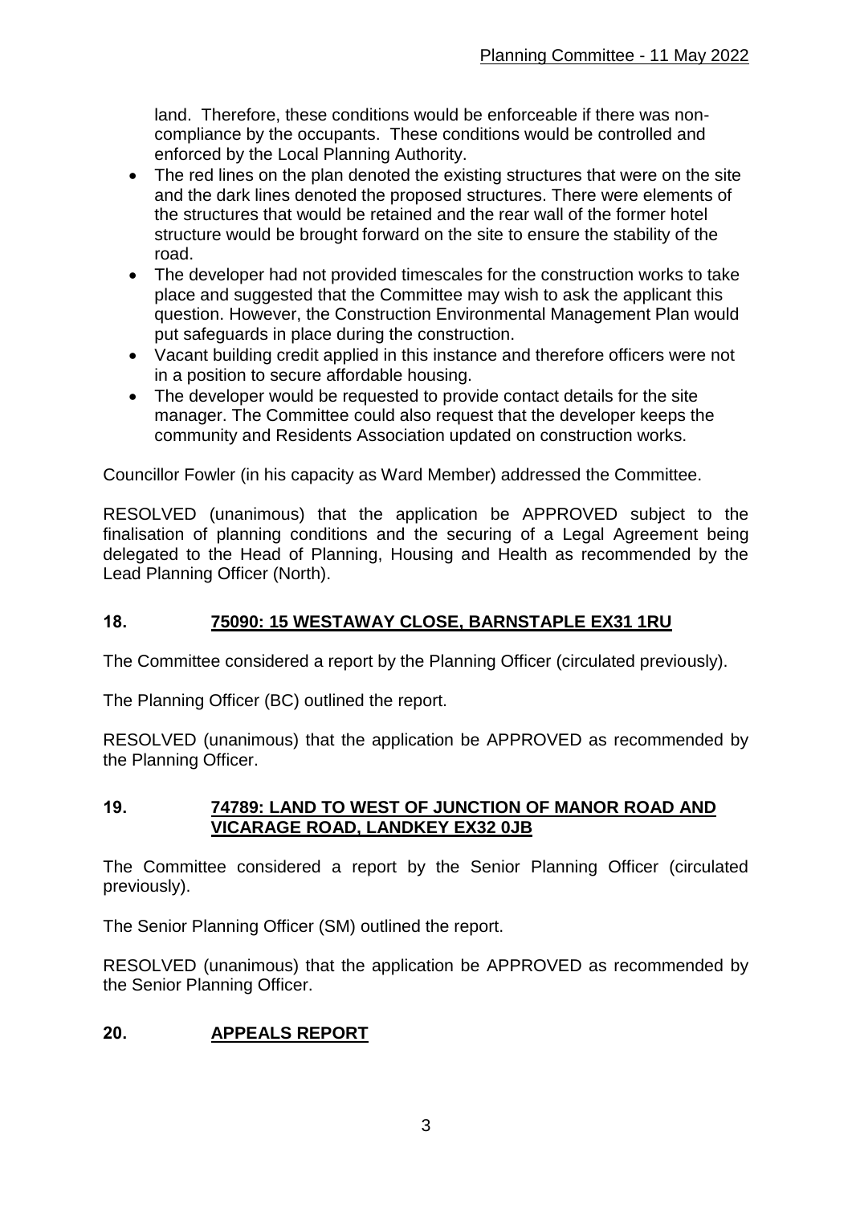land. Therefore, these conditions would be enforceable if there was non-compliance by the occupants. These conditions would be controlled and enforced by the Local Planning Authority.

- The red lines on the plan denoted the existing structures that were on the site and the dark lines denoted the proposed structures. There were elements of the structures that would be retained and the rear wall of the former hotel structure would be brought forward on the site to ensure the stability of the road.
- The developer had not provided timescales for the construction works to take place and suggested that the Committee may wish to ask the applicant this question. However, the Construction Environmental Management Plan would put safeguards in place during the construction.
- Vacant building credit applied in this instance and therefore officers were not in a position to secure affordable housing.
- The developer would be requested to provide contact details for the site manager. The Committee could also request that the developer keeps the community and Residents Association updated on construction works.

Councillor Fowler (in his capacity as Ward Member) addressed the Committee.

RESOLVED (unanimous) that the application be APPROVED subject to the finalisation of planning conditions and the securing of a Legal Agreement being delegated to the Head of Planning, Housing and Health as recommended by the Lead Planning Officer (North).

## 18. 75090: 15 WESTAWAY CLOSE, BARNSTAPLE EX31 1RU

The Committee considered a report by the Planning Officer (circulated previously).

The Planning Officer (BC) outlined the report.

RESOLVED (unanimous) that the application be APPROVED as recommended by the Planning Officer.

## 19. 74789: LAND TO WEST OF JUNCTION OF MANOR ROAD AND VICARAGE ROAD, LANDKEY EX32 0JB

The Committee considered a report by the Senior Planning Officer (circulated previously).

The Senior Planning Officer (SM) outlined the report.

RESOLVED (unanimous) that the application be APPROVED as recommended by the Senior Planning Officer.

## 20. APPEALS REPORT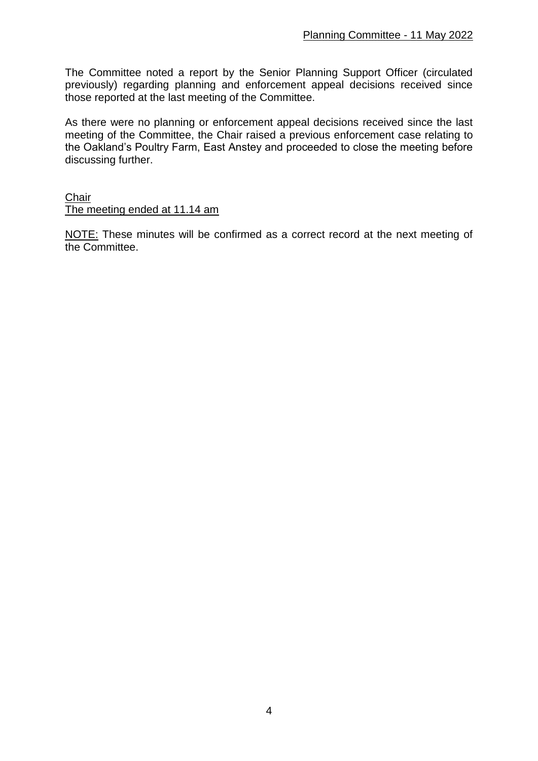The Committee noted a report by the Senior Planning Support Officer (circulated previously) regarding planning and enforcement appeal decisions received since those reported at the last meeting of the Committee.

As there were no planning or enforcement appeal decisions received since the last meeting of the Committee, the Chair raised a previous enforcement case relating to the Oakland's Poultry Farm, East Anstey and proceeded to close the meeting before discussing further.

Chair
The meeting ended at 11.14 am

NOTE: These minutes will be confirmed as a correct record at the next meeting of the Committee.